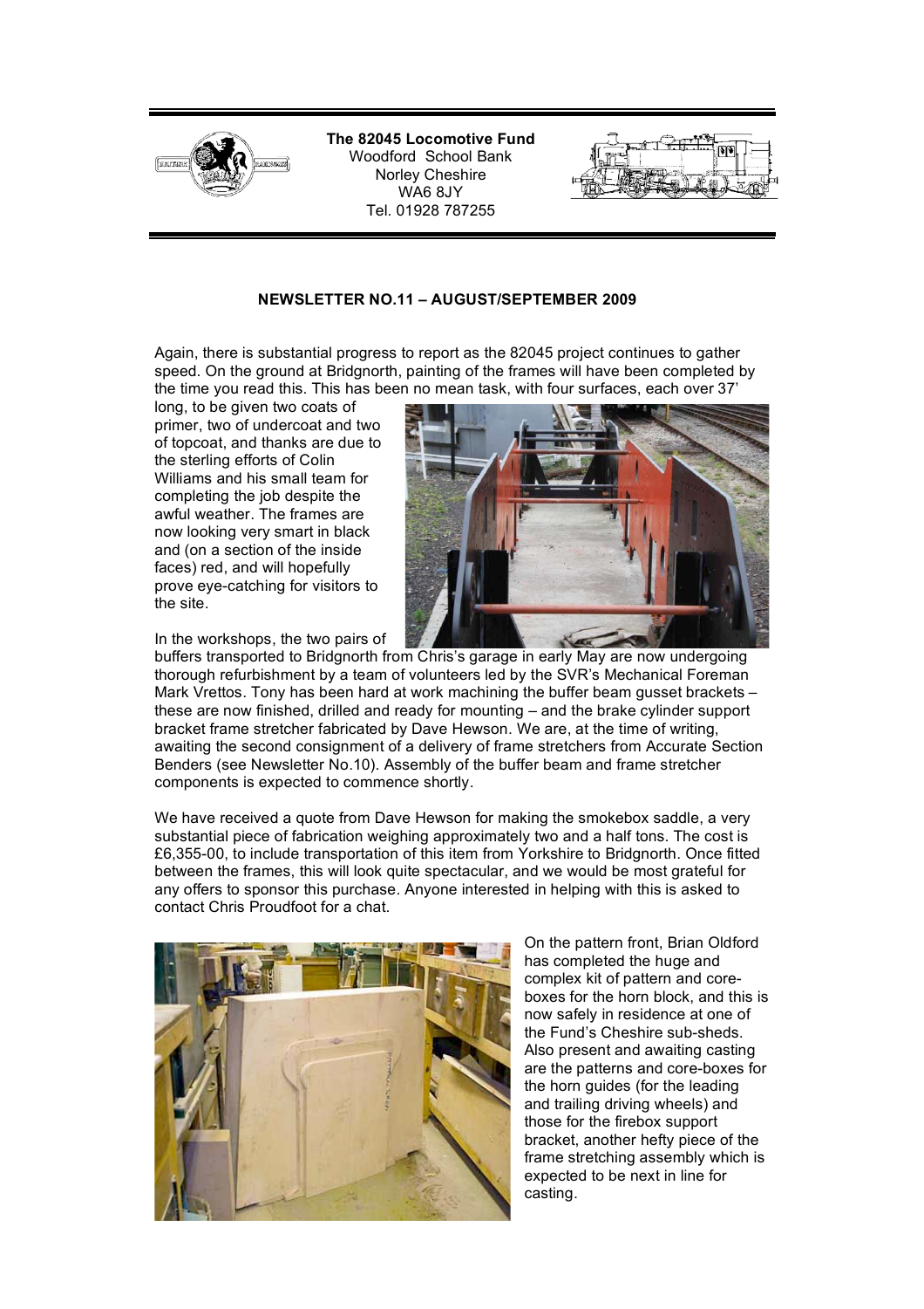**The 82045 Locomotive Fund**
Woodford School Bank
Norley Cheshire
WA6 8JY
Tel. 01928 787255

## NEWSLETTER NO.11 – AUGUST/SEPTEMBER 2009

Again, there is substantial progress to report as the 82045 project continues to gather speed. On the ground at Bridgnorth, painting of the frames will have been completed by the time you read this. This has been no mean task, with four surfaces, each over 37' long, to be given two coats of primer, two of undercoat and two of topcoat, and thanks are due to the sterling efforts of Colin Williams and his small team for completing the job despite the awful weather. The frames are now looking very smart in black and (on a section of the inside faces) red, and will hopefully prove eye-catching for visitors to the site.

In the workshops, the two pairs of buffers transported to Bridgnorth from Chris's garage in early May are now undergoing thorough refurbishment by a team of volunteers led by the SVR's Mechanical Foreman Mark Vrettos. Tony has been hard at work machining the buffer beam gusset brackets – these are now finished, drilled and ready for mounting – and the brake cylinder support bracket frame stretcher fabricated by Dave Hewson. We are, at the time of writing, awaiting the second consignment of a delivery of frame stretchers from Accurate Section Benders (see Newsletter No.10). Assembly of the buffer beam and frame stretcher components is expected to commence shortly.

We have received a quote from Dave Hewson for making the smokebox saddle, a very substantial piece of fabrication weighing approximately two and a half tons. The cost is £6,355-00, to include transportation of this item from Yorkshire to Bridgnorth. Once fitted between the frames, this will look quite spectacular, and we would be most grateful for any offers to sponsor this purchase. Anyone interested in helping with this is asked to contact Chris Proudfoot for a chat.

On the pattern front, Brian Oldford has completed the huge and complex kit of pattern and core-boxes for the horn block, and this is now safely in residence at one of the Fund's Cheshire sub-sheds. Also present and awaiting casting are the patterns and core-boxes for the horn guides (for the leading and trailing driving wheels) and those for the firebox support bracket, another hefty piece of the frame stretching assembly which is expected to be next in line for casting.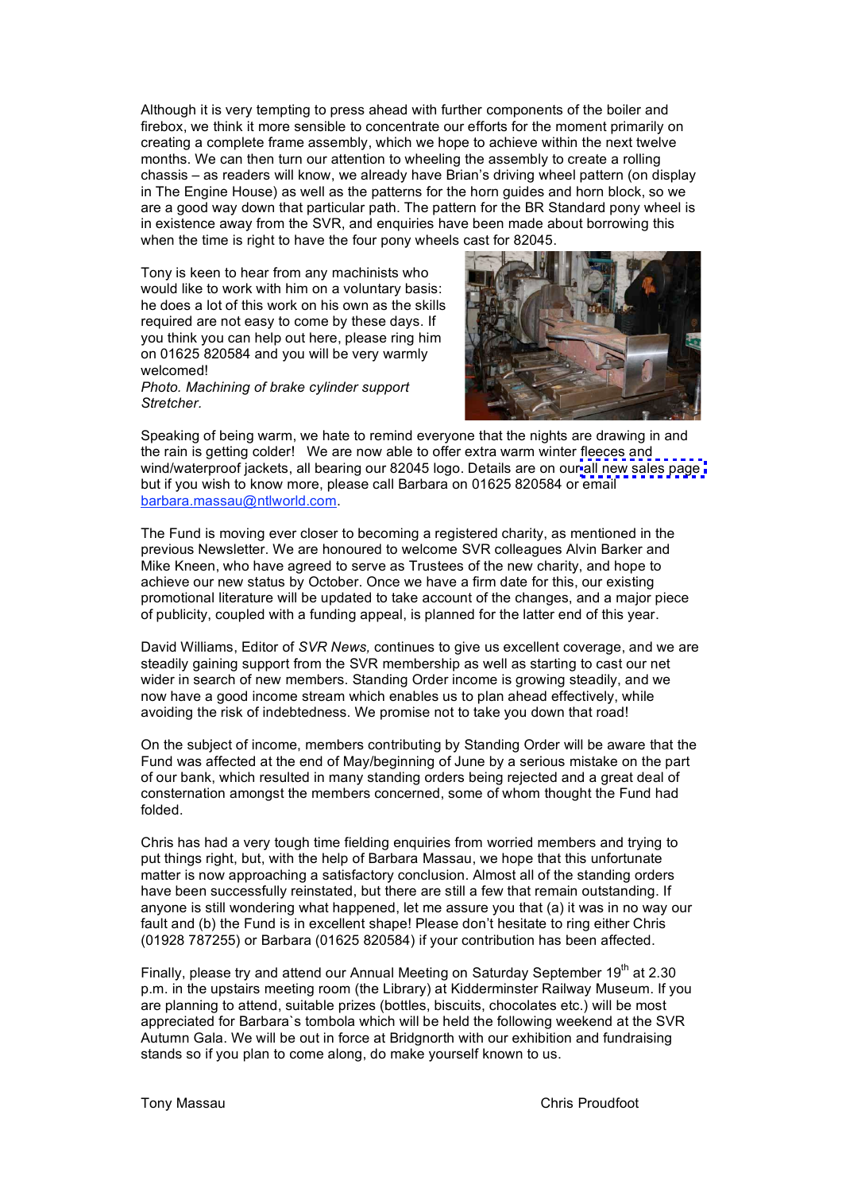Although it is very tempting to press ahead with further components of the boiler and firebox, we think it more sensible to concentrate our efforts for the moment primarily on creating a complete frame assembly, which we hope to achieve within the next twelve months. We can then turn our attention to wheeling the assembly to create a rolling chassis – as readers will know, we already have Brian's driving wheel pattern (on display in The Engine House) as well as the patterns for the horn guides and horn block, so we are a good way down that particular path. The pattern for the BR Standard pony wheel is in existence away from the SVR, and enquiries have been made about borrowing this when the time is right to have the four pony wheels cast for 82045.

Tony is keen to hear from any machinists who would like to work with him on a voluntary basis: he does a lot of this work on his own as the skills required are not easy to come by these days. If you think you can help out here, please ring him on 01625 820584 and you will be very warmly welcomed!

*Photo. Machining of brake cylinder support Stretcher.*

Speaking of being warm, we hate to remind everyone that the nights are drawing in and the rain is getting colder! We are now able to offer extra warm winter fleeces and wind/waterproof jackets, all bearing our 82045 logo. Details are on our all new sales page but if you wish to know more, please call Barbara on 01625 820584 or email barbara.massau@ntlworld.com.

The Fund is moving ever closer to becoming a registered charity, as mentioned in the previous Newsletter. We are honoured to welcome SVR colleagues Alvin Barker and Mike Kneen, who have agreed to serve as Trustees of the new charity, and hope to achieve our new status by October. Once we have a firm date for this, our existing promotional literature will be updated to take account of the changes, and a major piece of publicity, coupled with a funding appeal, is planned for the latter end of this year.

David Williams, Editor of *SVR News,* continues to give us excellent coverage, and we are steadily gaining support from the SVR membership as well as starting to cast our net wider in search of new members. Standing Order income is growing steadily, and we now have a good income stream which enables us to plan ahead effectively, while avoiding the risk of indebtedness. We promise not to take you down that road!

On the subject of income, members contributing by Standing Order will be aware that the Fund was affected at the end of May/beginning of June by a serious mistake on the part of our bank, which resulted in many standing orders being rejected and a great deal of consternation amongst the members concerned, some of whom thought the Fund had folded.

Chris has had a very tough time fielding enquiries from worried members and trying to put things right, but, with the help of Barbara Massau, we hope that this unfortunate matter is now approaching a satisfactory conclusion. Almost all of the standing orders have been successfully reinstated, but there are still a few that remain outstanding. If anyone is still wondering what happened, let me assure you that (a) it was in no way our fault and (b) the Fund is in excellent shape! Please don't hesitate to ring either Chris (01928 787255) or Barbara (01625 820584) if your contribution has been affected.

Finally, please try and attend our Annual Meeting on Saturday September 19th at 2.30 p.m. in the upstairs meeting room (the Library) at Kidderminster Railway Museum. If you are planning to attend, suitable prizes (bottles, biscuits, chocolates etc.) will be most appreciated for Barbara`s tombola which will be held the following weekend at the SVR Autumn Gala. We will be out in force at Bridgnorth with our exhibition and fundraising stands so if you plan to come along, do make yourself known to us.

Tony Massau — Chris Proudfoot